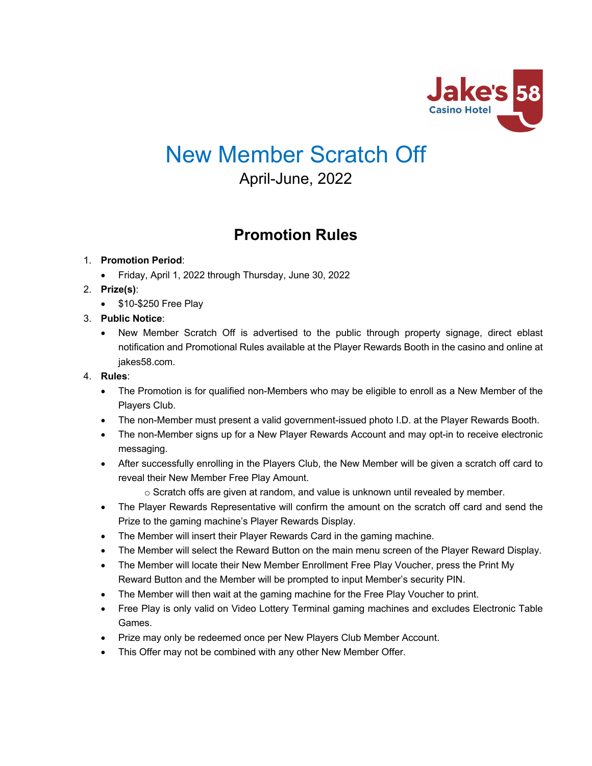Jake's 58 Casino Hotel

# New Member Scratch Off

April-June, 2022

## Promotion Rules

1. **Promotion Period**:
   - Friday, April 1, 2022 through Thursday, June 30, 2022
2. **Prize(s)**:
   - $10-$250 Free Play
3. **Public Notice**:
   - New Member Scratch Off is advertised to the public through property signage, direct eblast notification and Promotional Rules available at the Player Rewards Booth in the casino and online at jakes58.com.
4. **Rules**:
   - The Promotion is for qualified non-Members who may be eligible to enroll as a New Member of the Players Club.
   - The non-Member must present a valid government-issued photo I.D. at the Player Rewards Booth.
   - The non-Member signs up for a New Player Rewards Account and may opt-in to receive electronic messaging.
   - After successfully enrolling in the Players Club, the New Member will be given a scratch off card to reveal their New Member Free Play Amount.
     - Scratch offs are given at random, and value is unknown until revealed by member.
   - The Player Rewards Representative will confirm the amount on the scratch off card and send the Prize to the gaming machine's Player Rewards Display.
   - The Member will insert their Player Rewards Card in the gaming machine.
   - The Member will select the Reward Button on the main menu screen of the Player Reward Display.
   - The Member will locate their New Member Enrollment Free Play Voucher, press the Print My Reward Button and the Member will be prompted to input Member's security PIN.
   - The Member will then wait at the gaming machine for the Free Play Voucher to print.
   - Free Play is only valid on Video Lottery Terminal gaming machines and excludes Electronic Table Games.
   - Prize may only be redeemed once per New Players Club Member Account.
   - This Offer may not be combined with any other New Member Offer.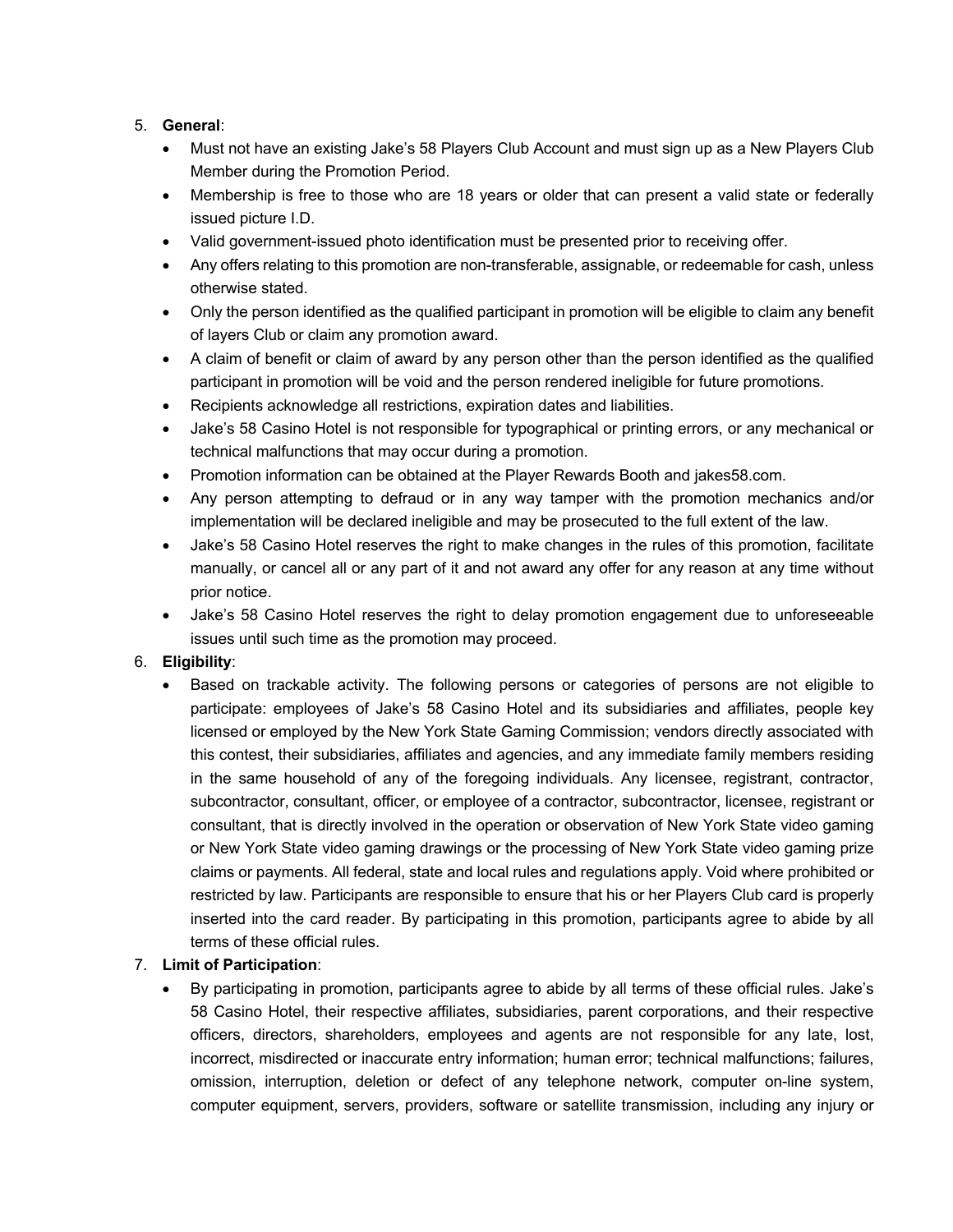5. **General**:
    - Must not have an existing Jake's 58 Players Club Account and must sign up as a New Players Club Member during the Promotion Period.
    - Membership is free to those who are 18 years or older that can present a valid state or federally issued picture I.D.
    - Valid government-issued photo identification must be presented prior to receiving offer.
    - Any offers relating to this promotion are non-transferable, assignable, or redeemable for cash, unless otherwise stated.
    - Only the person identified as the qualified participant in promotion will be eligible to claim any benefit of layers Club or claim any promotion award.
    - A claim of benefit or claim of award by any person other than the person identified as the qualified participant in promotion will be void and the person rendered ineligible for future promotions.
    - Recipients acknowledge all restrictions, expiration dates and liabilities.
    - Jake's 58 Casino Hotel is not responsible for typographical or printing errors, or any mechanical or technical malfunctions that may occur during a promotion.
    - Promotion information can be obtained at the Player Rewards Booth and jakes58.com.
    - Any person attempting to defraud or in any way tamper with the promotion mechanics and/or implementation will be declared ineligible and may be prosecuted to the full extent of the law.
    - Jake's 58 Casino Hotel reserves the right to make changes in the rules of this promotion, facilitate manually, or cancel all or any part of it and not award any offer for any reason at any time without prior notice.
    - Jake's 58 Casino Hotel reserves the right to delay promotion engagement due to unforeseeable issues until such time as the promotion may proceed.
6. **Eligibility**:
    - Based on trackable activity. The following persons or categories of persons are not eligible to participate: employees of Jake's 58 Casino Hotel and its subsidiaries and affiliates, people key licensed or employed by the New York State Gaming Commission; vendors directly associated with this contest, their subsidiaries, affiliates and agencies, and any immediate family members residing in the same household of any of the foregoing individuals. Any licensee, registrant, contractor, subcontractor, consultant, officer, or employee of a contractor, subcontractor, licensee, registrant or consultant, that is directly involved in the operation or observation of New York State video gaming or New York State video gaming drawings or the processing of New York State video gaming prize claims or payments. All federal, state and local rules and regulations apply. Void where prohibited or restricted by law. Participants are responsible to ensure that his or her Players Club card is properly inserted into the card reader. By participating in this promotion, participants agree to abide by all terms of these official rules.
7. **Limit of Participation**:
    - By participating in promotion, participants agree to abide by all terms of these official rules. Jake's 58 Casino Hotel, their respective affiliates, subsidiaries, parent corporations, and their respective officers, directors, shareholders, employees and agents are not responsible for any late, lost, incorrect, misdirected or inaccurate entry information; human error; technical malfunctions; failures, omission, interruption, deletion or defect of any telephone network, computer on-line system, computer equipment, servers, providers, software or satellite transmission, including any injury or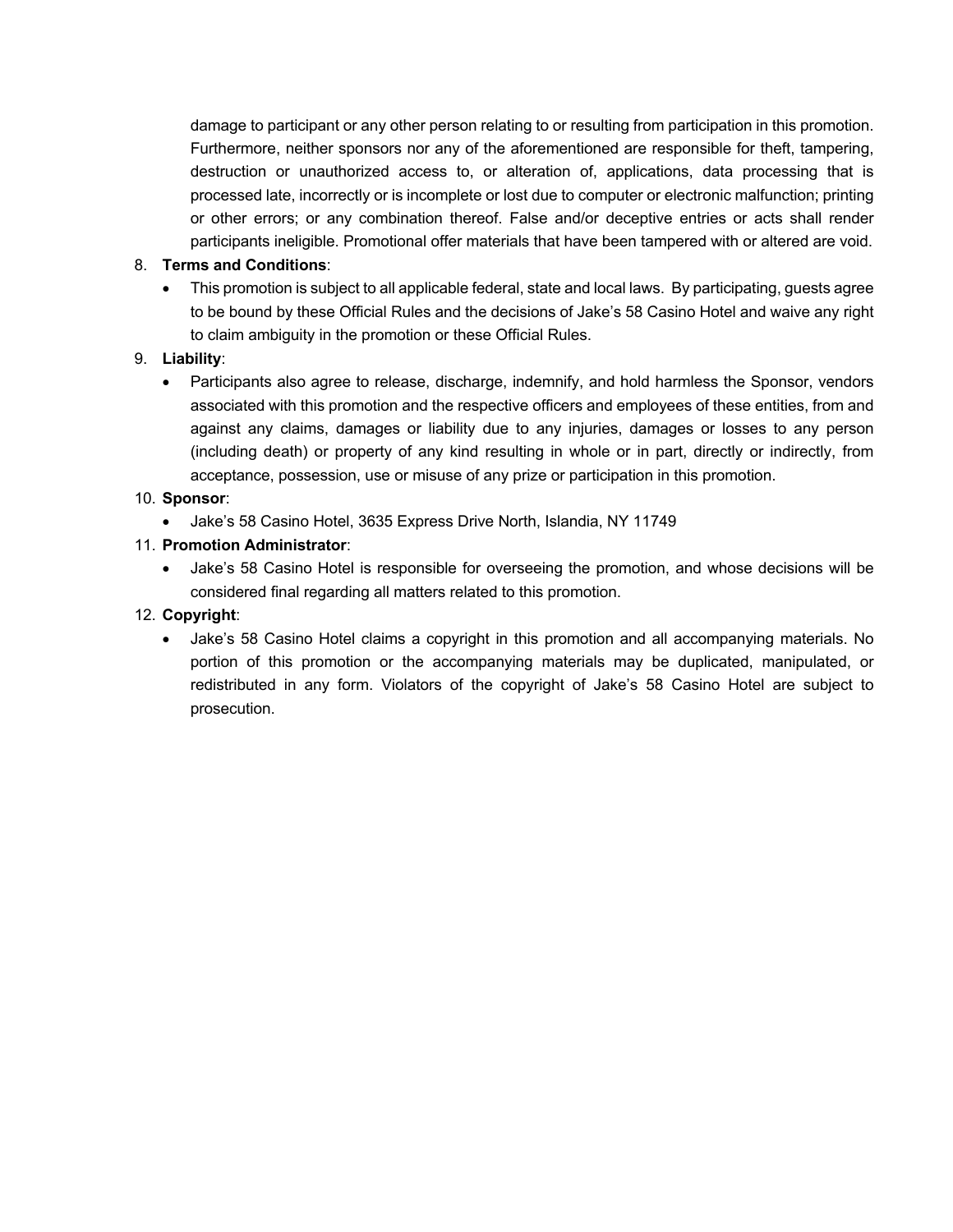damage to participant or any other person relating to or resulting from participation in this promotion. Furthermore, neither sponsors nor any of the aforementioned are responsible for theft, tampering, destruction or unauthorized access to, or alteration of, applications, data processing that is processed late, incorrectly or is incomplete or lost due to computer or electronic malfunction; printing or other errors; or any combination thereof. False and/or deceptive entries or acts shall render participants ineligible. Promotional offer materials that have been tampered with or altered are void.

8. **Terms and Conditions**:
   - This promotion is subject to all applicable federal, state and local laws. By participating, guests agree to be bound by these Official Rules and the decisions of Jake's 58 Casino Hotel and waive any right to claim ambiguity in the promotion or these Official Rules.
9. **Liability**:
   - Participants also agree to release, discharge, indemnify, and hold harmless the Sponsor, vendors associated with this promotion and the respective officers and employees of these entities, from and against any claims, damages or liability due to any injuries, damages or losses to any person (including death) or property of any kind resulting in whole or in part, directly or indirectly, from acceptance, possession, use or misuse of any prize or participation in this promotion.
10. **Sponsor**:
    - Jake's 58 Casino Hotel, 3635 Express Drive North, Islandia, NY 11749
11. **Promotion Administrator**:
    - Jake's 58 Casino Hotel is responsible for overseeing the promotion, and whose decisions will be considered final regarding all matters related to this promotion.
12. **Copyright**:
    - Jake's 58 Casino Hotel claims a copyright in this promotion and all accompanying materials. No portion of this promotion or the accompanying materials may be duplicated, manipulated, or redistributed in any form. Violators of the copyright of Jake's 58 Casino Hotel are subject to prosecution.